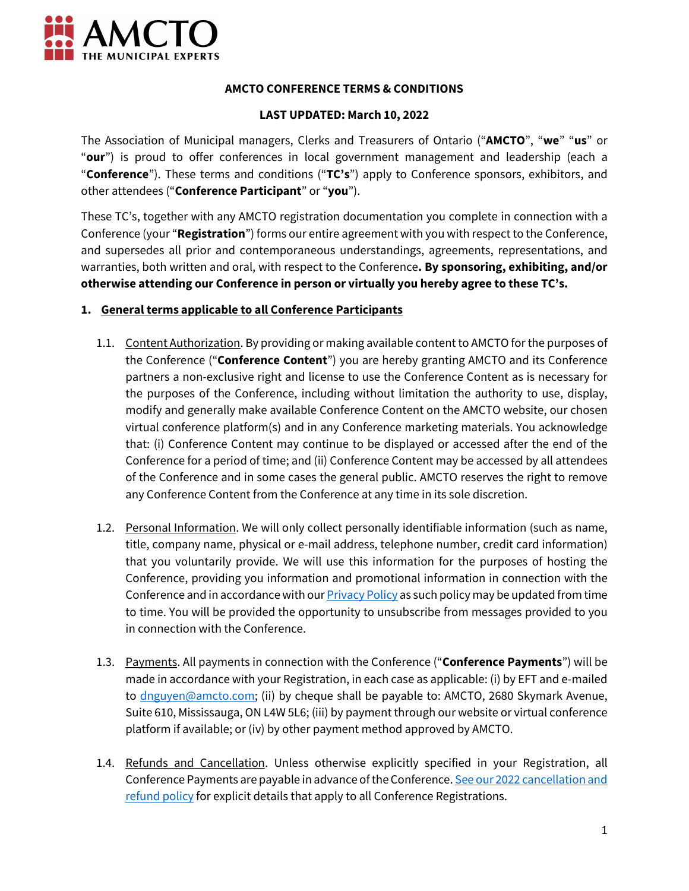**AMCTO CONFERENCE TERMS & CONDITIONS**

**LAST UPDATED: March 10, 2022**

The Association of Municipal managers, Clerks and Treasurers of Ontario ("**AMCTO**", "**we**" "**us**" or "**our**") is proud to offer conferences in local government management and leadership (each a "**Conference**"). These terms and conditions ("**TC's**") apply to Conference sponsors, exhibitors, and other attendees ("**Conference Participant**" or "**you**").

These TC's, together with any AMCTO registration documentation you complete in connection with a Conference (your "**Registration**") forms our entire agreement with you with respect to the Conference, and supersedes all prior and contemporaneous understandings, agreements, representations, and warranties, both written and oral, with respect to the Conference**. By sponsoring, exhibiting, and/or otherwise attending our Conference in person or virtually you hereby agree to these TC's.**

**1. General terms applicable to all Conference Participants**

1.1. Content Authorization. By providing or making available content to AMCTO for the purposes of the Conference ("**Conference Content**") you are hereby granting AMCTO and its Conference partners a non-exclusive right and license to use the Conference Content as is necessary for the purposes of the Conference, including without limitation the authority to use, display, modify and generally make available Conference Content on the AMCTO website, our chosen virtual conference platform(s) and in any Conference marketing materials. You acknowledge that: (i) Conference Content may continue to be displayed or accessed after the end of the Conference for a period of time; and (ii) Conference Content may be accessed by all attendees of the Conference and in some cases the general public. AMCTO reserves the right to remove any Conference Content from the Conference at any time in its sole discretion.

1.2. Personal Information. We will only collect personally identifiable information (such as name, title, company name, physical or e-mail address, telephone number, credit card information) that you voluntarily provide. We will use this information for the purposes of hosting the Conference, providing you information and promotional information in connection with the Conference and in accordance with our Privacy Policy as such policy may be updated from time to time. You will be provided the opportunity to unsubscribe from messages provided to you in connection with the Conference.

1.3. Payments. All payments in connection with the Conference ("**Conference Payments**") will be made in accordance with your Registration, in each case as applicable: (i) by EFT and e-mailed to dnguyen@amcto.com; (ii) by cheque shall be payable to: AMCTO, 2680 Skymark Avenue, Suite 610, Mississauga, ON L4W 5L6; (iii) by payment through our website or virtual conference platform if available; or (iv) by other payment method approved by AMCTO.

1.4. Refunds and Cancellation. Unless otherwise explicitly specified in your Registration, all Conference Payments are payable in advance of the Conference. See our 2022 cancellation and refund policy for explicit details that apply to all Conference Registrations.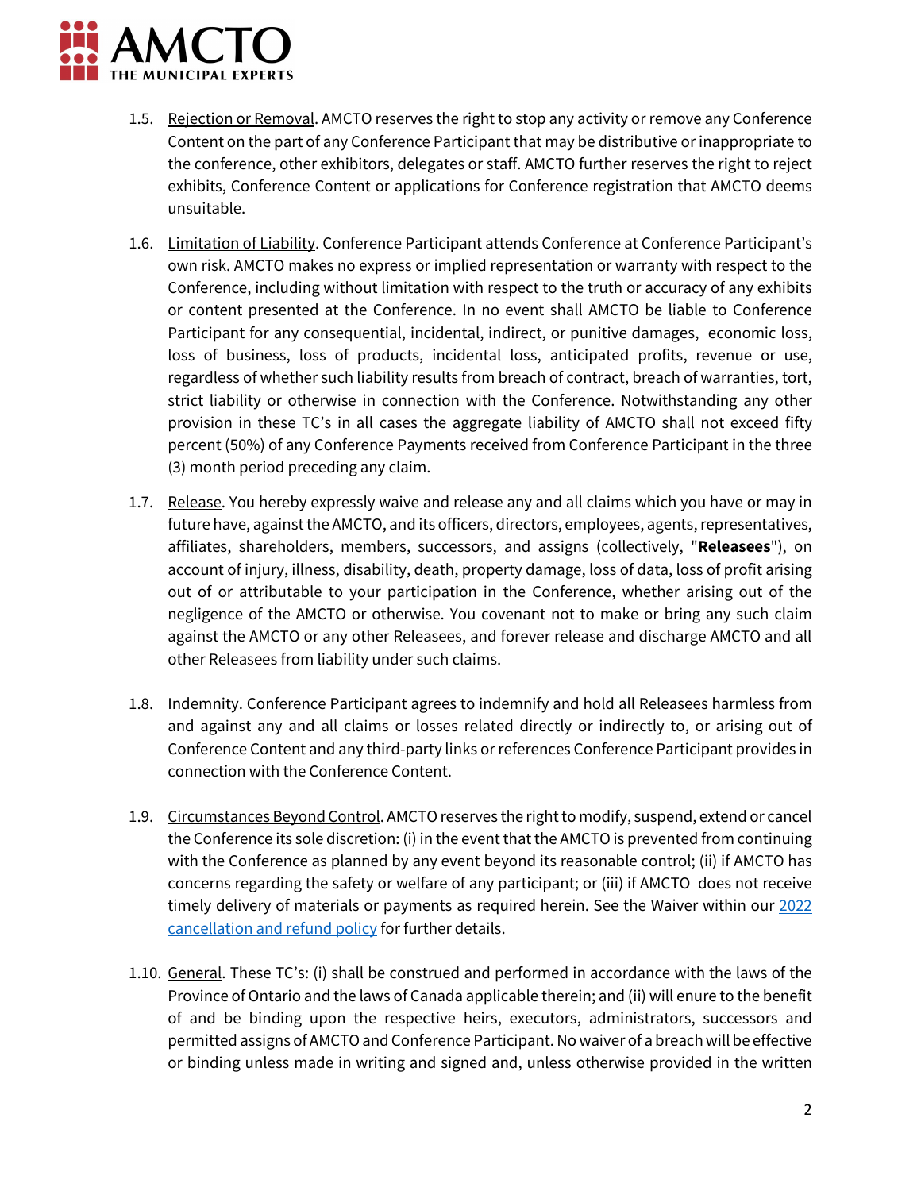1.5. <u>Rejection or Removal</u>. AMCTO reserves the right to stop any activity or remove any Conference Content on the part of any Conference Participant that may be distributive or inappropriate to the conference, other exhibitors, delegates or staff. AMCTO further reserves the right to reject exhibits, Conference Content or applications for Conference registration that AMCTO deems unsuitable.

1.6. <u>Limitation of Liability</u>. Conference Participant attends Conference at Conference Participant's own risk. AMCTO makes no express or implied representation or warranty with respect to the Conference, including without limitation with respect to the truth or accuracy of any exhibits or content presented at the Conference. In no event shall AMCTO be liable to Conference Participant for any consequential, incidental, indirect, or punitive damages, economic loss, loss of business, loss of products, incidental loss, anticipated profits, revenue or use, regardless of whether such liability results from breach of contract, breach of warranties, tort, strict liability or otherwise in connection with the Conference. Notwithstanding any other provision in these TC's in all cases the aggregate liability of AMCTO shall not exceed fifty percent (50%) of any Conference Payments received from Conference Participant in the three (3) month period preceding any claim.

1.7. <u>Release</u>. You hereby expressly waive and release any and all claims which you have or may in future have, against the AMCTO, and its officers, directors, employees, agents, representatives, affiliates, shareholders, members, successors, and assigns (collectively, "**Releasees**"), on account of injury, illness, disability, death, property damage, loss of data, loss of profit arising out of or attributable to your participation in the Conference, whether arising out of the negligence of the AMCTO or otherwise. You covenant not to make or bring any such claim against the AMCTO or any other Releasees, and forever release and discharge AMCTO and all other Releasees from liability under such claims.

1.8. <u>Indemnity</u>. Conference Participant agrees to indemnify and hold all Releasees harmless from and against any and all claims or losses related directly or indirectly to, or arising out of Conference Content and any third-party links or references Conference Participant provides in connection with the Conference Content.

1.9. <u>Circumstances Beyond Control</u>. AMCTO reserves the right to modify, suspend, extend or cancel the Conference its sole discretion: (i) in the event that the AMCTO is prevented from continuing with the Conference as planned by any event beyond its reasonable control; (ii) if AMCTO has concerns regarding the safety or welfare of any participant; or (iii) if AMCTO does not receive timely delivery of materials or payments as required herein. See the Waiver within our 2022 cancellation and refund policy for further details.

1.10. <u>General</u>. These TC's: (i) shall be construed and performed in accordance with the laws of the Province of Ontario and the laws of Canada applicable therein; and (ii) will enure to the benefit of and be binding upon the respective heirs, executors, administrators, successors and permitted assigns of AMCTO and Conference Participant. No waiver of a breach will be effective or binding unless made in writing and signed and, unless otherwise provided in the written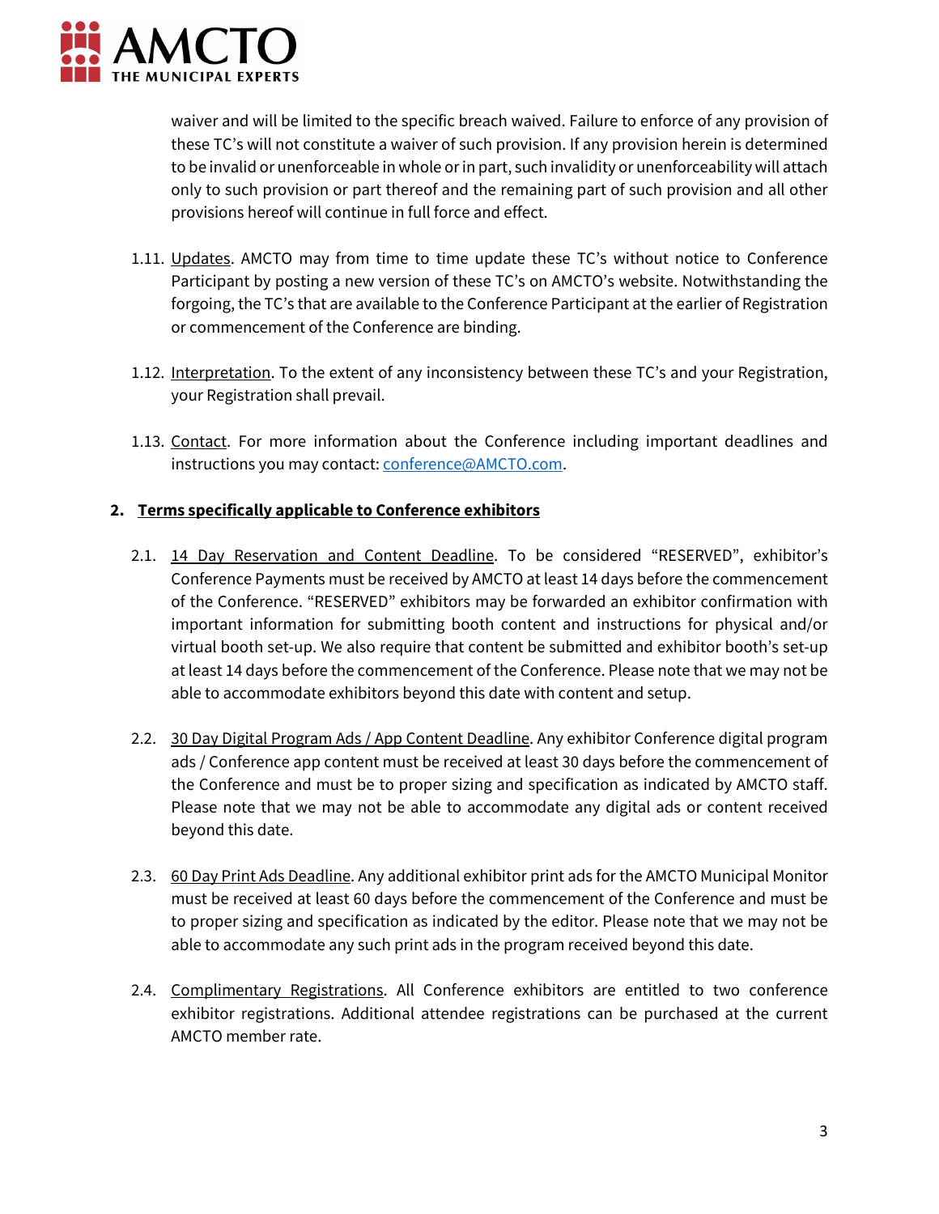waiver and will be limited to the specific breach waived. Failure to enforce of any provision of these TC's will not constitute a waiver of such provision. If any provision herein is determined to be invalid or unenforceable in whole or in part, such invalidity or unenforceability will attach only to such provision or part thereof and the remaining part of such provision and all other provisions hereof will continue in full force and effect.

1.11. Updates. AMCTO may from time to time update these TC's without notice to Conference Participant by posting a new version of these TC's on AMCTO's website. Notwithstanding the forgoing, the TC's that are available to the Conference Participant at the earlier of Registration or commencement of the Conference are binding.

1.12. Interpretation. To the extent of any inconsistency between these TC's and your Registration, your Registration shall prevail.

1.13. Contact. For more information about the Conference including important deadlines and instructions you may contact: [conference@AMCTO.com](mailto:conference@AMCTO.com).

## 2. Terms specifically applicable to Conference exhibitors

2.1. 14 Day Reservation and Content Deadline. To be considered "RESERVED", exhibitor's Conference Payments must be received by AMCTO at least 14 days before the commencement of the Conference. "RESERVED" exhibitors may be forwarded an exhibitor confirmation with important information for submitting booth content and instructions for physical and/or virtual booth set-up. We also require that content be submitted and exhibitor booth's set-up at least 14 days before the commencement of the Conference. Please note that we may not be able to accommodate exhibitors beyond this date with content and setup.

2.2. 30 Day Digital Program Ads / App Content Deadline. Any exhibitor Conference digital program ads / Conference app content must be received at least 30 days before the commencement of the Conference and must be to proper sizing and specification as indicated by AMCTO staff. Please note that we may not be able to accommodate any digital ads or content received beyond this date.

2.3. 60 Day Print Ads Deadline. Any additional exhibitor print ads for the AMCTO Municipal Monitor must be received at least 60 days before the commencement of the Conference and must be to proper sizing and specification as indicated by the editor. Please note that we may not be able to accommodate any such print ads in the program received beyond this date.

2.4. Complimentary Registrations. All Conference exhibitors are entitled to two conference exhibitor registrations. Additional attendee registrations can be purchased at the current AMCTO member rate.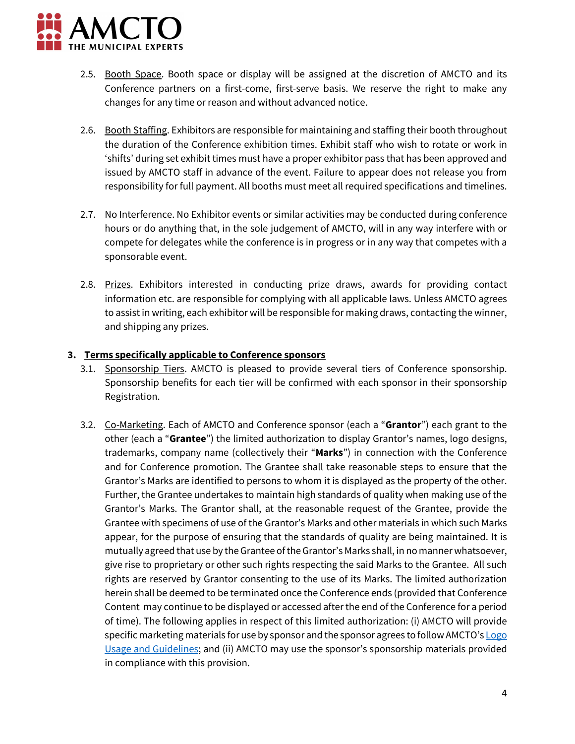2.5. Booth Space. Booth space or display will be assigned at the discretion of AMCTO and its Conference partners on a first-come, first-serve basis. We reserve the right to make any changes for any time or reason and without advanced notice.

2.6. Booth Staffing. Exhibitors are responsible for maintaining and staffing their booth throughout the duration of the Conference exhibition times. Exhibit staff who wish to rotate or work in 'shifts' during set exhibit times must have a proper exhibitor pass that has been approved and issued by AMCTO staff in advance of the event. Failure to appear does not release you from responsibility for full payment. All booths must meet all required specifications and timelines.

2.7. No Interference. No Exhibitor events or similar activities may be conducted during conference hours or do anything that, in the sole judgement of AMCTO, will in any way interfere with or compete for delegates while the conference is in progress or in any way that competes with a sponsorable event.

2.8. Prizes. Exhibitors interested in conducting prize draws, awards for providing contact information etc. are responsible for complying with all applicable laws. Unless AMCTO agrees to assist in writing, each exhibitor will be responsible for making draws, contacting the winner, and shipping any prizes.

## 3. Terms specifically applicable to Conference sponsors

3.1. Sponsorship Tiers. AMCTO is pleased to provide several tiers of Conference sponsorship. Sponsorship benefits for each tier will be confirmed with each sponsor in their sponsorship Registration.

3.2. Co-Marketing. Each of AMCTO and Conference sponsor (each a "**Grantor**") each grant to the other (each a "**Grantee**") the limited authorization to display Grantor's names, logo designs, trademarks, company name (collectively their "**Marks**") in connection with the Conference and for Conference promotion. The Grantee shall take reasonable steps to ensure that the Grantor's Marks are identified to persons to whom it is displayed as the property of the other. Further, the Grantee undertakes to maintain high standards of quality when making use of the Grantor's Marks. The Grantor shall, at the reasonable request of the Grantee, provide the Grantee with specimens of use of the Grantor's Marks and other materials in which such Marks appear, for the purpose of ensuring that the standards of quality are being maintained. It is mutually agreed that use by the Grantee of the Grantor's Marks shall, in no manner whatsoever, give rise to proprietary or other such rights respecting the said Marks to the Grantee. All such rights are reserved by Grantor consenting to the use of its Marks. The limited authorization herein shall be deemed to be terminated once the Conference ends (provided that Conference Content may continue to be displayed or accessed after the end of the Conference for a period of time). The following applies in respect of this limited authorization: (i) AMCTO will provide specific marketing materials for use by sponsor and the sponsor agrees to follow AMCTO's Logo Usage and Guidelines; and (ii) AMCTO may use the sponsor's sponsorship materials provided in compliance with this provision.